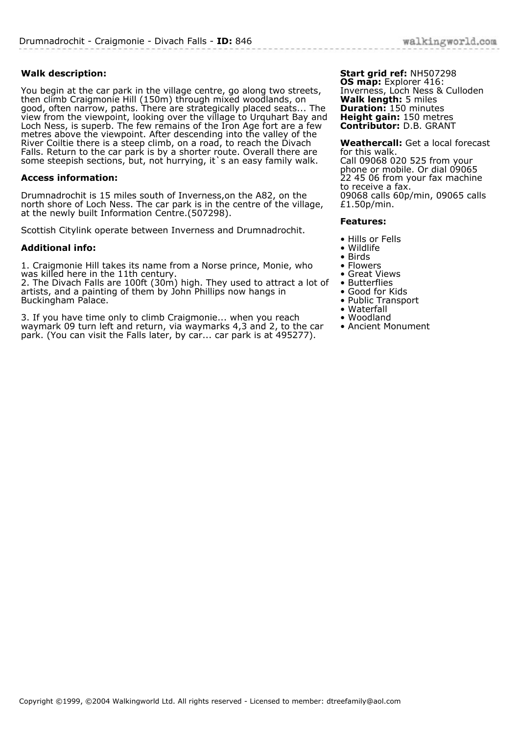Drumnadrochit - Craigmonie - Divach Falls - **ID:** 846

### Walk description:

You begin at the car park in the village centre, go along two streets, then climb Craigmonie Hill (150m) through mixed woodlands, on good, often narrow, paths. There are strategically placed seats... The view from the viewpoint, looking over the village to Urquhart Bay and Loch Ness, is superb. The few remains of the Iron Age fort are a few metres above the viewpoint. After descending into the valley of the River Coiltie there is a steep climb, on a road, to reach the Divach Falls. Return to the car park is by a shorter route. Overall there are some steepish sections, but, not hurrying, it`s an easy family walk.

### Access information:

Drumnadrochit is 15 miles south of Inverness,on the A82, on the north shore of Loch Ness. The car park is in the centre of the village, at the newly built Information Centre.(507298).

Scottish Citylink operate between Inverness and Drumnadrochit.

### Additional info:

1. Craigmonie Hill takes its name from a Norse prince, Monie, who was killed here in the 11th century.
2. The Divach Falls are 100ft (30m) high. They used to attract a lot of artists, and a painting of them by John Phillips now hangs in Buckingham Palace.

3. If you have time only to climb Craigmonie... when you reach waymark 09 turn left and return, via waymarks 4,3 and 2, to the car park. (You can visit the Falls later, by car... car park is at 495277).

**Start grid ref:** NH507298
**OS map:** Explorer 416: Inverness, Loch Ness & Culloden
**Walk length:** 5 miles
**Duration:** 150 minutes
**Height gain:** 150 metres
**Contributor:** D.B. GRANT

**Weathercall:** Get a local forecast for this walk.
Call 09068 020 525 from your phone or mobile. Or dial 09065 22 45 06 from your fax machine to receive a fax.
09068 calls 60p/min, 09065 calls £1.50p/min.

### Features:

- Hills or Fells
- Wildlife
- Birds
- Flowers
- Great Views
- Butterflies
- Good for Kids
- Public Transport
- Waterfall
- Woodland
- Ancient Monument

Copyright ©1999, ©2004 Walkingworld Ltd. All rights reserved - Licensed to member: dtreefamily@aol.com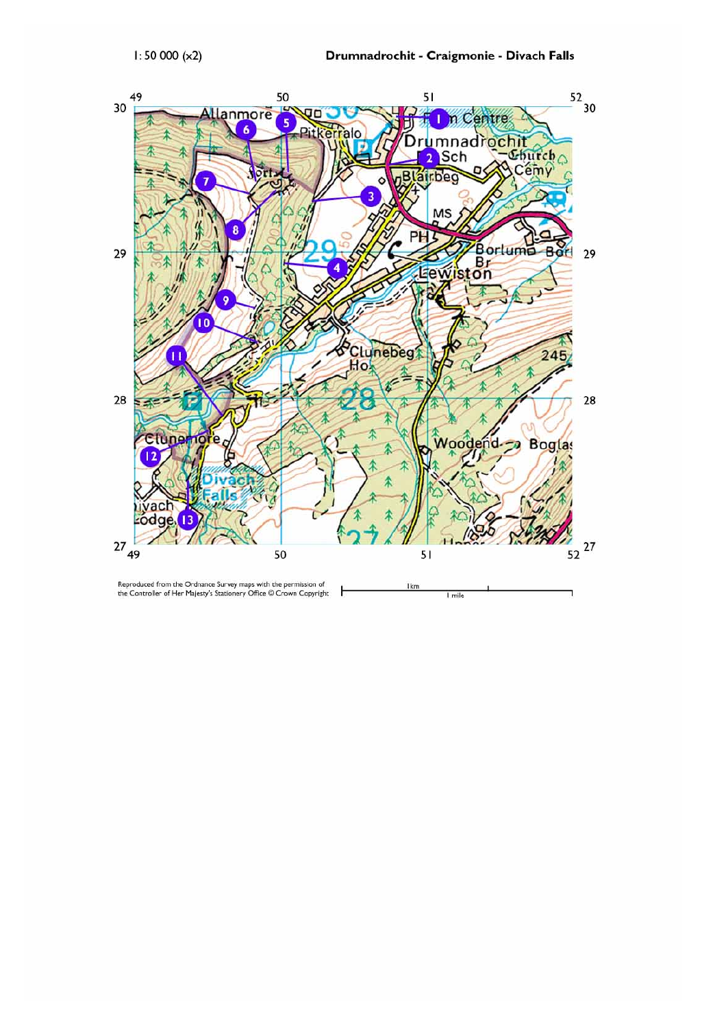1: 50 000 (x2)

## Drumnadrochit - Craigmonie - Divach Falls

Reproduced from the Ordnance Survey maps with the permission of the Controller of Her Majesty's Stationery Office © Crown Copyright

1km

1 mile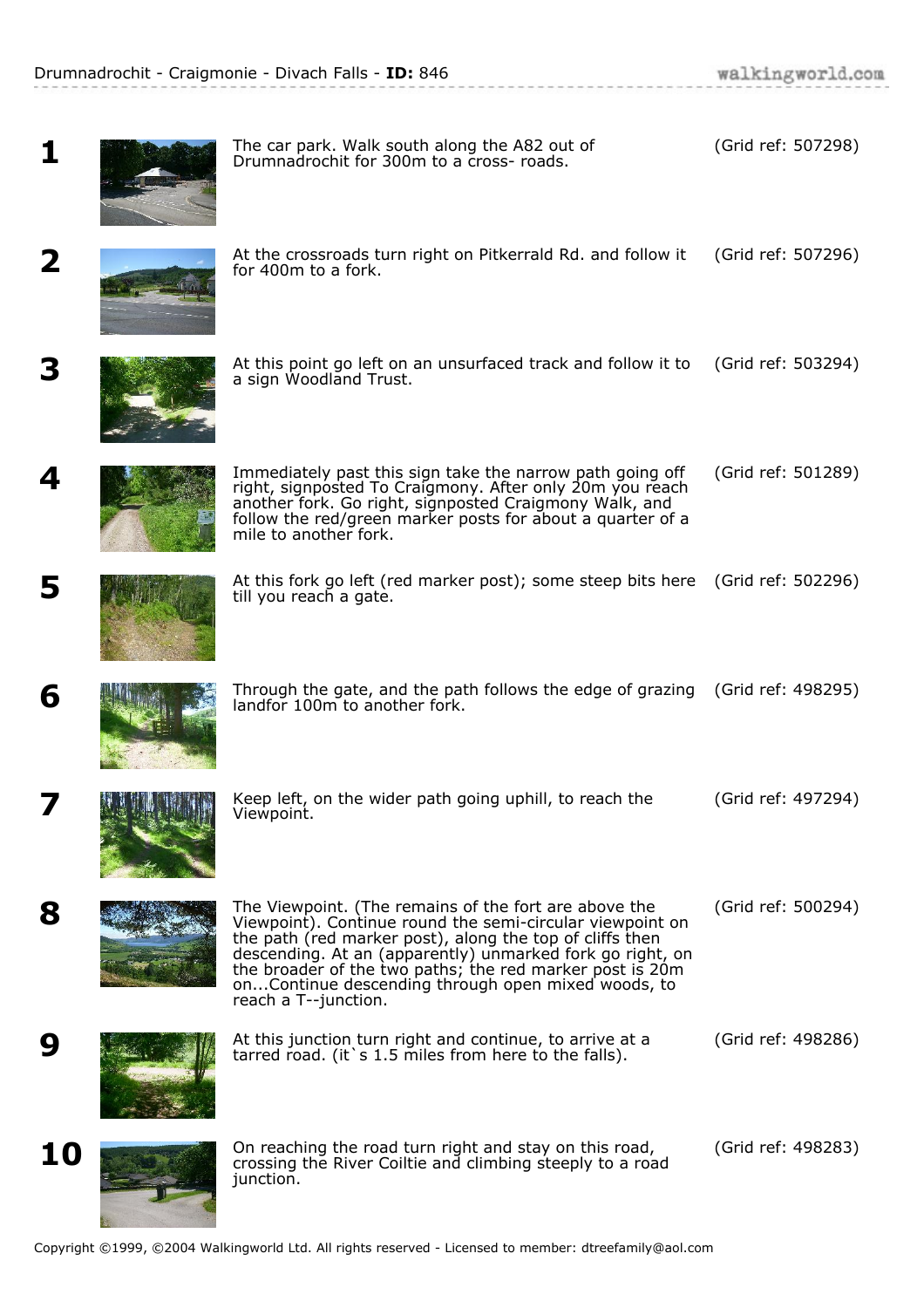**1** The car park. Walk south along the A82 out of Drumnadrochit for 300m to a cross- roads. (Grid ref: 507298)

**2** At the crossroads turn right on Pitkerrald Rd. and follow it for 400m to a fork. (Grid ref: 507296)

**3** At this point go left on an unsurfaced track and follow it to a sign Woodland Trust. (Grid ref: 503294)

**4** Immediately past this sign take the narrow path going off right, signposted To Craigmony. After only 20m you reach another fork. Go right, signposted Craigmony Walk, and follow the red/green marker posts for about a quarter of a mile to another fork. (Grid ref: 501289)

**5** At this fork go left (red marker post); some steep bits here till you reach a gate. (Grid ref: 502296)

**6** Through the gate, and the path follows the edge of grazing landfor 100m to another fork. (Grid ref: 498295)

**7** Keep left, on the wider path going uphill, to reach the Viewpoint. (Grid ref: 497294)

**8** The Viewpoint. (The remains of the fort are above the Viewpoint). Continue round the semi-circular viewpoint on the path (red marker post), along the top of cliffs then descending. At an (apparently) unmarked fork go right, on the broader of the two paths; the red marker post is 20m on...Continue descending through open mixed woods, to reach a T--junction. (Grid ref: 500294)

**9** At this junction turn right and continue, to arrive at a tarred road. (it`s 1.5 miles from here to the falls). (Grid ref: 498286)

**10** On reaching the road turn right and stay on this road, crossing the River Coiltie and climbing steeply to a road junction. (Grid ref: 498283)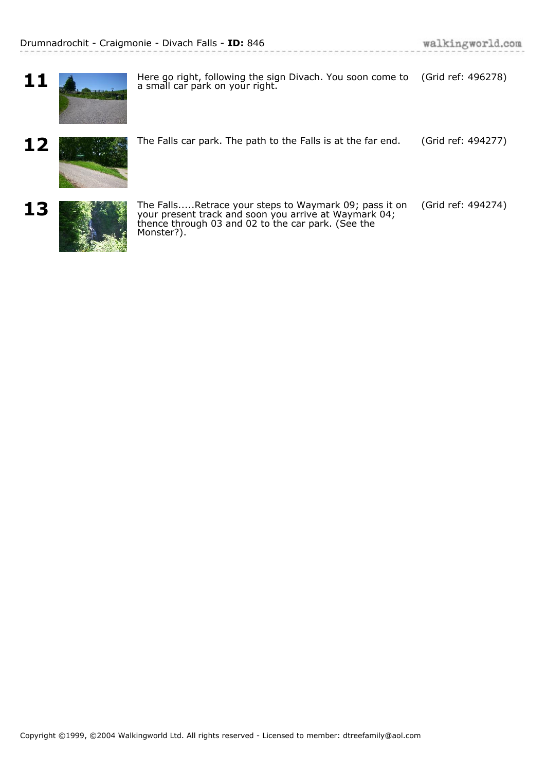**11** Here go right, following the sign Divach. You soon come to a small car park on your right. (Grid ref: 496278)

**12** The Falls car park. The path to the Falls is at the far end. (Grid ref: 494277)

**13** The Falls.....Retrace your steps to Waymark 09; pass it on your present track and soon you arrive at Waymark 04; thence through 03 and 02 to the car park. (See the Monster?). (Grid ref: 494274)